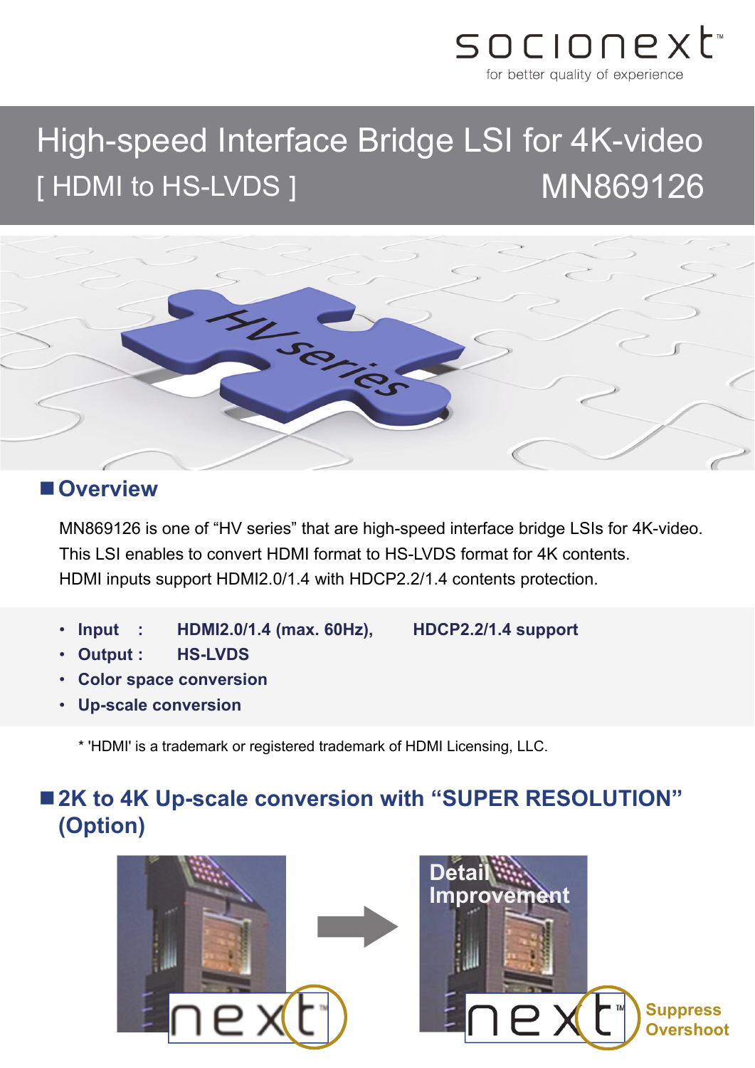socionext
for better quality of experience

# High-speed Interface Bridge LSI for 4K-video [ HDMI to HS-LVDS ] MN869126

## Overview

MN869126 is one of “HV series” that are high-speed interface bridge LSIs for 4K-video.
This LSI enables to convert HDMI format to HS-LVDS format for 4K contents.
HDMI inputs support HDMI2.0/1.4 with HDCP2.2/1.4 contents protection.

- **Input : HDMI2.0/1.4 (max. 60Hz), HDCP2.2/1.4 support**
- **Output : HS-LVDS**
- **Color space conversion**
- **Up-scale conversion**

* 'HDMI' is a trademark or registered trademark of HDMI Licensing, LLC.

## 2K to 4K Up-scale conversion with “SUPER RESOLUTION” (Option)

Detail Improvement

Suppress Overshoot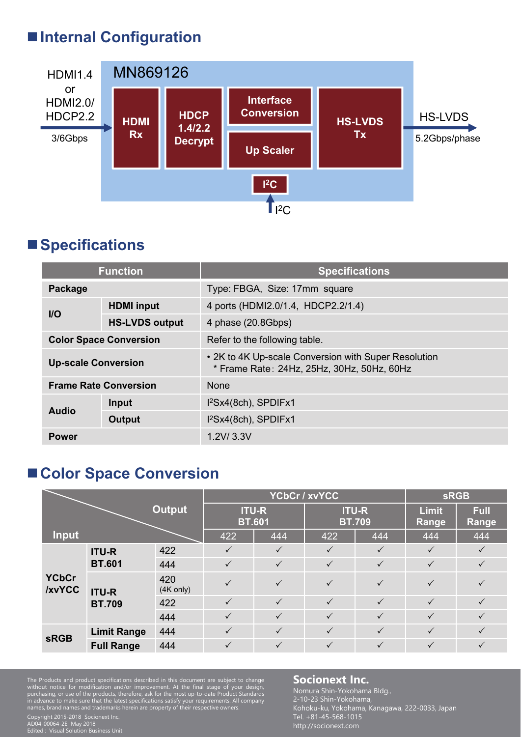## Internal Configuration

MN869126

HDMI1.4 or HDMI2.0/ HDCP2.2

3/6Gbps

HDMI Rx

HDCP 1.4/2.2 Decrypt

Interface Conversion

Up Scaler

HS-LVDS Tx

HS-LVDS

5.2Gbps/phase

I²C

I²C

## Specifications

| Function | | Specifications |
|---|---|---|
| Package | | Type: FBGA, Size: 17mm square |
| I/O | HDMI input | 4 ports (HDMI2.0/1.4, HDCP2.2/1.4) |
| | HS-LVDS output | 4 phase (20.8Gbps) |
| Color Space Conversion | | Refer to the following table. |
| Up-scale Conversion | | • 2K to 4K Up-scale Conversion with Super Resolution<br>* Frame Rate: 24Hz, 25Hz, 30Hz, 50Hz, 60Hz |
| Frame Rate Conversion | | None |
| Audio | Input | I²Sx4(8ch), SPDIFx1 |
| | Output | I²Sx4(8ch), SPDIFx1 |
| Power | | 1.2V/ 3.3V |

## Color Space Conversion

| Input \ Output | | | YCbCr / xvYCC | | | | sRGB | |
|---|---|---|---|---|---|---|---|---|
| | | | ITU-R BT.601 | | ITU-R BT.709 | | Limit Range | Full Range |
| | | | 422 | 444 | 422 | 444 | 444 | 444 |
| YCbCr /xvYCC | ITU-R BT.601 | 422 | ✓ | ✓ | ✓ | ✓ | ✓ | ✓ |
| | | 444 | ✓ | ✓ | ✓ | ✓ | ✓ | ✓ |
| | ITU-R BT.709 | 420 (4K only) | ✓ | ✓ | ✓ | ✓ | ✓ | ✓ |
| | | 422 | ✓ | ✓ | ✓ | ✓ | ✓ | ✓ |
| | | 444 | ✓ | ✓ | ✓ | ✓ | ✓ | ✓ |
| sRGB | Limit Range | 444 | ✓ | ✓ | ✓ | ✓ | ✓ | ✓ |
| | Full Range | 444 | ✓ | ✓ | ✓ | ✓ | ✓ | ✓ |

The Products and product specifications described in this document are subject to change without notice for modification and/or improvement. At the final stage of your design, purchasing, or use of the products, therefore, ask for the most up-to-date Product Standards in advance to make sure that the latest specifications satisfy your requirements. All company names, brand names and trademarks herein are property of their respective owners.

Copyright 2015-2018 Socionext Inc.
AD04-00064-2E May 2018
Edited : Visual Solution Business Unit

**Socionext Inc.**
Nomura Shin-Yokohama Bldg.,
2-10-23 Shin-Yokohama,
Kohoku-ku, Yokohama, Kanagawa, 222-0033, Japan
Tel. +81-45-568-1015
http://socionext.com